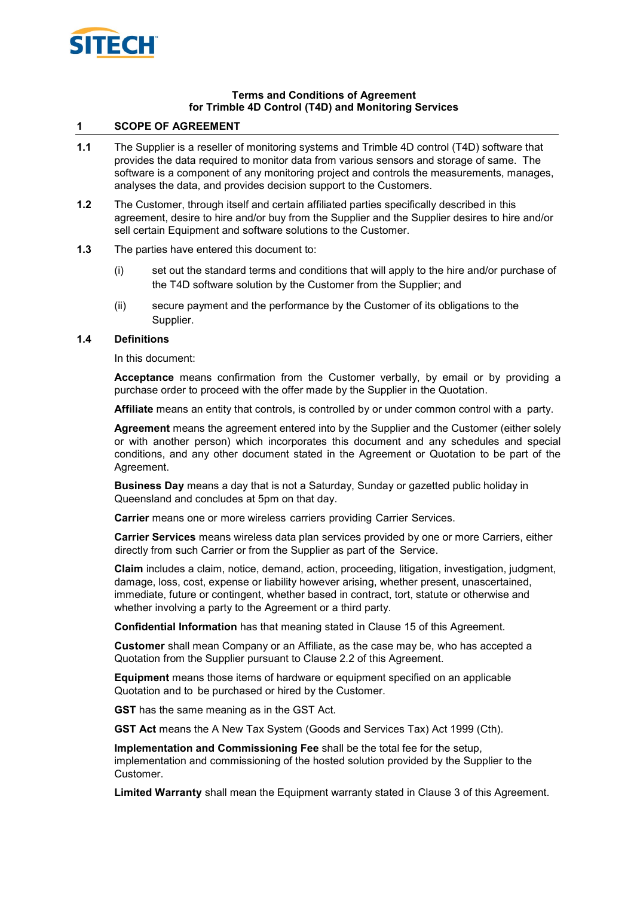**Terms and Conditions of Agreement**
**for Trimble 4D Control (T4D) and Monitoring Services**

## 1 SCOPE OF AGREEMENT

**1.1** The Supplier is a reseller of monitoring systems and Trimble 4D control (T4D) software that provides the data required to monitor data from various sensors and storage of same. The software is a component of any monitoring project and controls the measurements, manages, analyses the data, and provides decision support to the Customers.

**1.2** The Customer, through itself and certain affiliated parties specifically described in this agreement, desire to hire and/or buy from the Supplier and the Supplier desires to hire and/or sell certain Equipment and software solutions to the Customer.

**1.3** The parties have entered this document to:

(i) set out the standard terms and conditions that will apply to the hire and/or purchase of the T4D software solution by the Customer from the Supplier; and

(ii) secure payment and the performance by the Customer of its obligations to the Supplier.

**1.4 Definitions**

In this document:

**Acceptance** means confirmation from the Customer verbally, by email or by providing a purchase order to proceed with the offer made by the Supplier in the Quotation.

**Affiliate** means an entity that controls, is controlled by or under common control with a party.

**Agreement** means the agreement entered into by the Supplier and the Customer (either solely or with another person) which incorporates this document and any schedules and special conditions, and any other document stated in the Agreement or Quotation to be part of the Agreement.

**Business Day** means a day that is not a Saturday, Sunday or gazetted public holiday in Queensland and concludes at 5pm on that day.

**Carrier** means one or more wireless carriers providing Carrier Services.

**Carrier Services** means wireless data plan services provided by one or more Carriers, either directly from such Carrier or from the Supplier as part of the Service.

**Claim** includes a claim, notice, demand, action, proceeding, litigation, investigation, judgment, damage, loss, cost, expense or liability however arising, whether present, unascertained, immediate, future or contingent, whether based in contract, tort, statute or otherwise and whether involving a party to the Agreement or a third party.

**Confidential Information** has that meaning stated in Clause 15 of this Agreement.

**Customer** shall mean Company or an Affiliate, as the case may be, who has accepted a Quotation from the Supplier pursuant to Clause 2.2 of this Agreement.

**Equipment** means those items of hardware or equipment specified on an applicable Quotation and to be purchased or hired by the Customer.

**GST** has the same meaning as in the GST Act.

**GST Act** means the A New Tax System (Goods and Services Tax) Act 1999 (Cth).

**Implementation and Commissioning Fee** shall be the total fee for the setup, implementation and commissioning of the hosted solution provided by the Supplier to the Customer.

**Limited Warranty** shall mean the Equipment warranty stated in Clause 3 of this Agreement.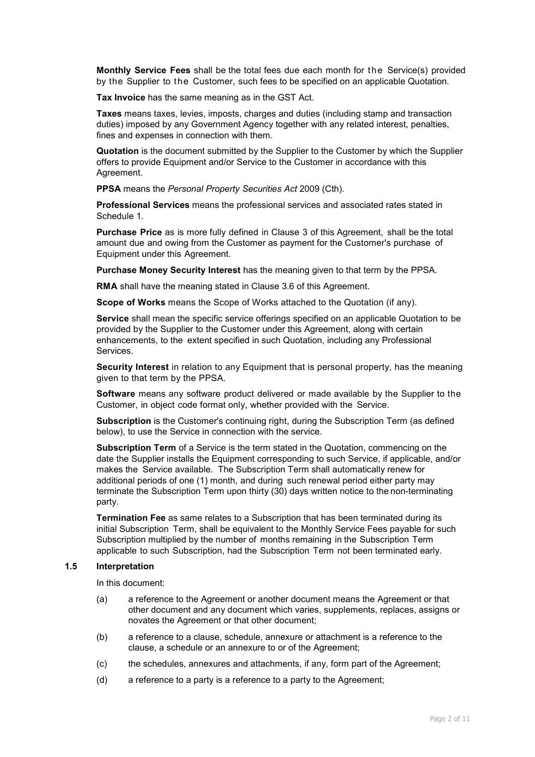**Monthly Service Fees** shall be the total fees due each month for the Service(s) provided by the Supplier to the Customer, such fees to be specified on an applicable Quotation.

**Tax Invoice** has the same meaning as in the GST Act.

**Taxes** means taxes, levies, imposts, charges and duties (including stamp and transaction duties) imposed by any Government Agency together with any related interest, penalties, fines and expenses in connection with them.

**Quotation** is the document submitted by the Supplier to the Customer by which the Supplier offers to provide Equipment and/or Service to the Customer in accordance with this Agreement.

**PPSA** means the *Personal Property Securities Act* 2009 (Cth).

**Professional Services** means the professional services and associated rates stated in Schedule 1.

**Purchase Price** as is more fully defined in Clause 3 of this Agreement, shall be the total amount due and owing from the Customer as payment for the Customer's purchase of Equipment under this Agreement.

**Purchase Money Security Interest** has the meaning given to that term by the PPSA.

**RMA** shall have the meaning stated in Clause 3.6 of this Agreement.

**Scope of Works** means the Scope of Works attached to the Quotation (if any).

**Service** shall mean the specific service offerings specified on an applicable Quotation to be provided by the Supplier to the Customer under this Agreement, along with certain enhancements, to the extent specified in such Quotation, including any Professional Services.

**Security Interest** in relation to any Equipment that is personal property, has the meaning given to that term by the PPSA.

**Software** means any software product delivered or made available by the Supplier to the Customer, in object code format only, whether provided with the Service.

**Subscription** is the Customer's continuing right, during the Subscription Term (as defined below), to use the Service in connection with the service.

**Subscription Term** of a Service is the term stated in the Quotation, commencing on the date the Supplier installs the Equipment corresponding to such Service, if applicable, and/or makes the Service available. The Subscription Term shall automatically renew for additional periods of one (1) month, and during such renewal period either party may terminate the Subscription Term upon thirty (30) days written notice to the non-terminating party.

**Termination Fee** as same relates to a Subscription that has been terminated during its initial Subscription Term, shall be equivalent to the Monthly Service Fees payable for such Subscription multiplied by the number of months remaining in the Subscription Term applicable to such Subscription, had the Subscription Term not been terminated early.

### 1.5 Interpretation

In this document:

(a) a reference to the Agreement or another document means the Agreement or that other document and any document which varies, supplements, replaces, assigns or novates the Agreement or that other document;

(b) a reference to a clause, schedule, annexure or attachment is a reference to the clause, a schedule or an annexure to or of the Agreement;

(c) the schedules, annexures and attachments, if any, form part of the Agreement;

(d) a reference to a party is a reference to a party to the Agreement;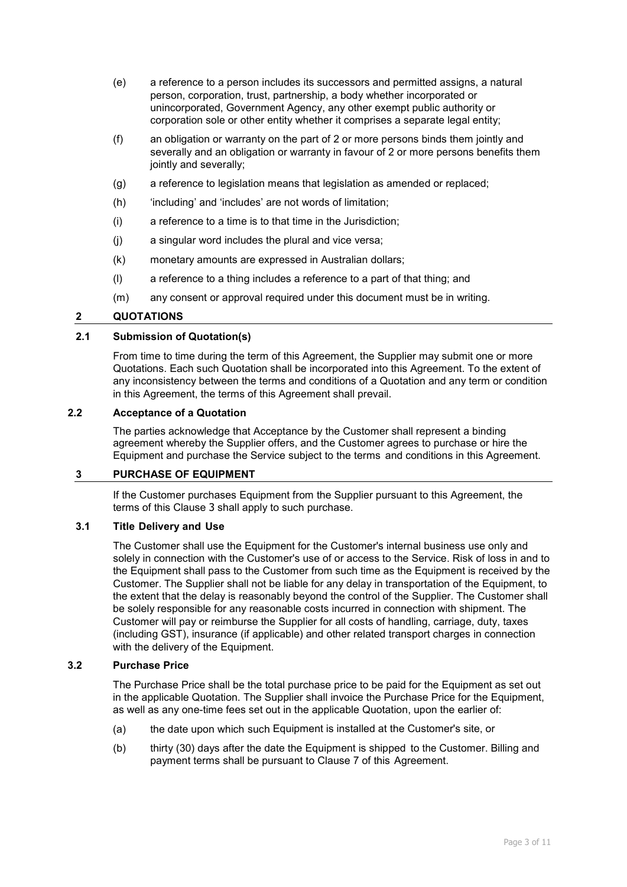(e) a reference to a person includes its successors and permitted assigns, a natural person, corporation, trust, partnership, a body whether incorporated or unincorporated, Government Agency, any other exempt public authority or corporation sole or other entity whether it comprises a separate legal entity;

(f) an obligation or warranty on the part of 2 or more persons binds them jointly and severally and an obligation or warranty in favour of 2 or more persons benefits them jointly and severally;

(g) a reference to legislation means that legislation as amended or replaced;

(h) 'including' and 'includes' are not words of limitation;

(i) a reference to a time is to that time in the Jurisdiction;

(j) a singular word includes the plural and vice versa;

(k) monetary amounts are expressed in Australian dollars;

(l) a reference to a thing includes a reference to a part of that thing; and

(m) any consent or approval required under this document must be in writing.

## 2 QUOTATIONS

### 2.1 Submission of Quotation(s)

From time to time during the term of this Agreement, the Supplier may submit one or more Quotations. Each such Quotation shall be incorporated into this Agreement. To the extent of any inconsistency between the terms and conditions of a Quotation and any term or condition in this Agreement, the terms of this Agreement shall prevail.

### 2.2 Acceptance of a Quotation

The parties acknowledge that Acceptance by the Customer shall represent a binding agreement whereby the Supplier offers, and the Customer agrees to purchase or hire the Equipment and purchase the Service subject to the terms and conditions in this Agreement.

## 3 PURCHASE OF EQUIPMENT

If the Customer purchases Equipment from the Supplier pursuant to this Agreement, the terms of this Clause 3 shall apply to such purchase.

### 3.1 Title Delivery and Use

The Customer shall use the Equipment for the Customer's internal business use only and solely in connection with the Customer's use of or access to the Service. Risk of loss in and to the Equipment shall pass to the Customer from such time as the Equipment is received by the Customer. The Supplier shall not be liable for any delay in transportation of the Equipment, to the extent that the delay is reasonably beyond the control of the Supplier. The Customer shall be solely responsible for any reasonable costs incurred in connection with shipment. The Customer will pay or reimburse the Supplier for all costs of handling, carriage, duty, taxes (including GST), insurance (if applicable) and other related transport charges in connection with the delivery of the Equipment.

### 3.2 Purchase Price

The Purchase Price shall be the total purchase price to be paid for the Equipment as set out in the applicable Quotation. The Supplier shall invoice the Purchase Price for the Equipment, as well as any one-time fees set out in the applicable Quotation, upon the earlier of:

(a) the date upon which such Equipment is installed at the Customer's site, or

(b) thirty (30) days after the date the Equipment is shipped to the Customer. Billing and payment terms shall be pursuant to Clause 7 of this Agreement.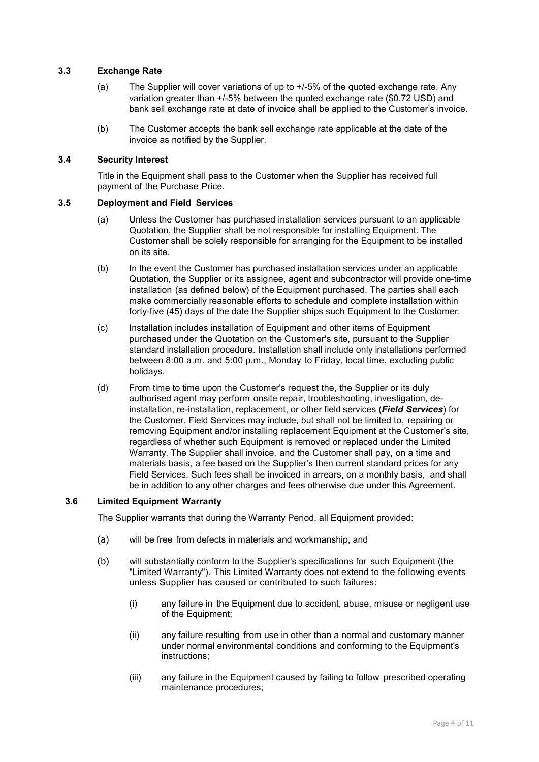### 3.3 Exchange Rate

(a) The Supplier will cover variations of up to +/-5% of the quoted exchange rate. Any variation greater than +/-5% between the quoted exchange rate ($0.72 USD) and bank sell exchange rate at date of invoice shall be applied to the Customer's invoice.

(b) The Customer accepts the bank sell exchange rate applicable at the date of the invoice as notified by the Supplier.

### 3.4 Security Interest

Title in the Equipment shall pass to the Customer when the Supplier has received full payment of the Purchase Price.

### 3.5 Deployment and Field Services

(a) Unless the Customer has purchased installation services pursuant to an applicable Quotation, the Supplier shall be not responsible for installing Equipment. The Customer shall be solely responsible for arranging for the Equipment to be installed on its site.

(b) In the event the Customer has purchased installation services under an applicable Quotation, the Supplier or its assignee, agent and subcontractor will provide one-time installation (as defined below) of the Equipment purchased. The parties shall each make commercially reasonable efforts to schedule and complete installation within forty-five (45) days of the date the Supplier ships such Equipment to the Customer.

(c) Installation includes installation of Equipment and other items of Equipment purchased under the Quotation on the Customer's site, pursuant to the Supplier standard installation procedure. Installation shall include only installations performed between 8:00 a.m. and 5:00 p.m., Monday to Friday, local time, excluding public holidays.

(d) From time to time upon the Customer's request the, the Supplier or its duly authorised agent may perform onsite repair, troubleshooting, investigation, de-installation, re-installation, replacement, or other field services (***Field Services***) for the Customer. Field Services may include, but shall not be limited to, repairing or removing Equipment and/or installing replacement Equipment at the Customer's site, regardless of whether such Equipment is removed or replaced under the Limited Warranty. The Supplier shall invoice, and the Customer shall pay, on a time and materials basis, a fee based on the Supplier's then current standard prices for any Field Services. Such fees shall be invoiced in arrears, on a monthly basis, and shall be in addition to any other charges and fees otherwise due under this Agreement.

### 3.6 Limited Equipment Warranty

The Supplier warrants that during the Warranty Period, all Equipment provided:

(a) will be free from defects in materials and workmanship, and

(b) will substantially conform to the Supplier's specifications for such Equipment (the "Limited Warranty"). This Limited Warranty does not extend to the following events unless Supplier has caused or contributed to such failures:

(i) any failure in the Equipment due to accident, abuse, misuse or negligent use of the Equipment;

(ii) any failure resulting from use in other than a normal and customary manner under normal environmental conditions and conforming to the Equipment's instructions;

(iii) any failure in the Equipment caused by failing to follow prescribed operating maintenance procedures;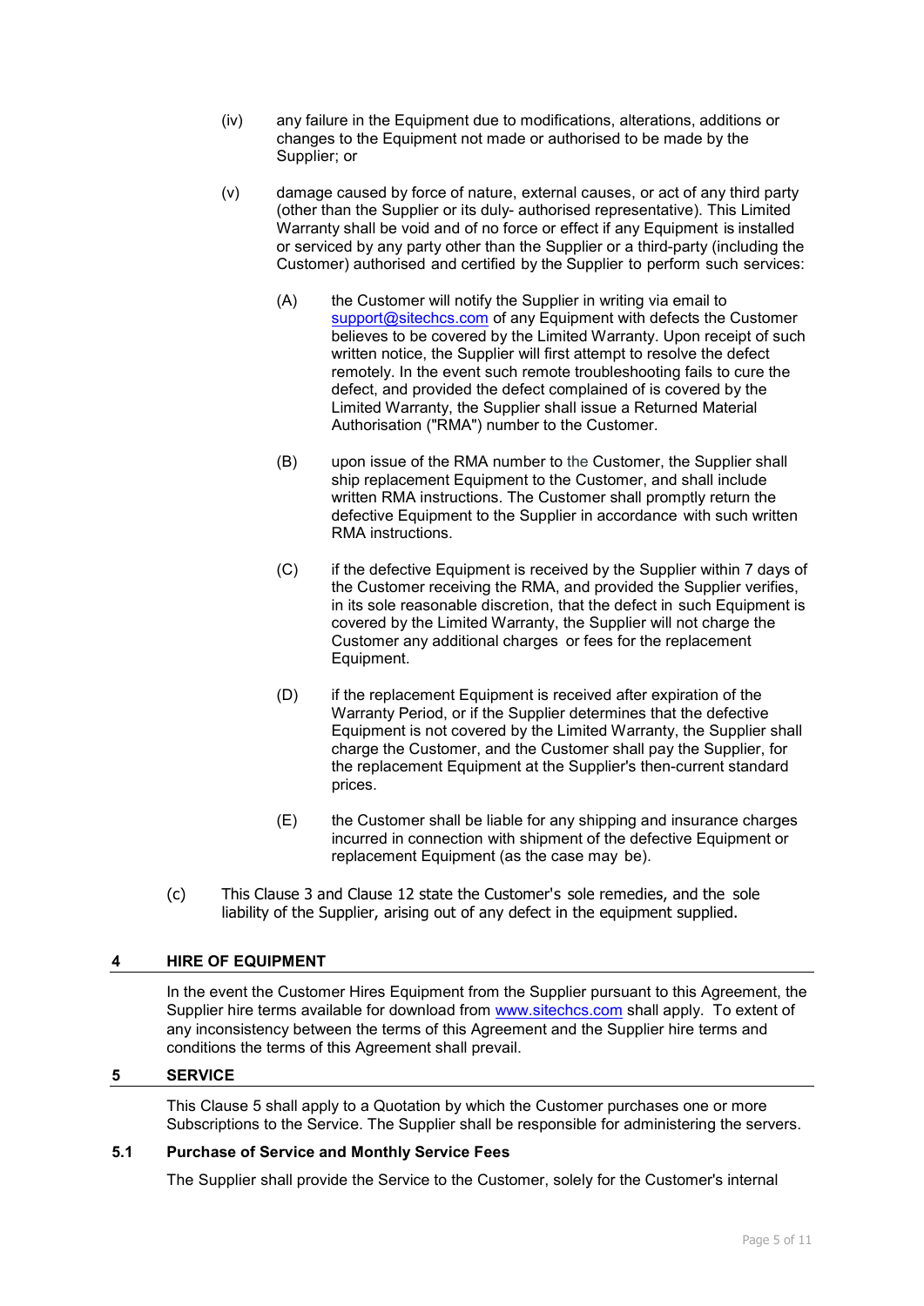(iv) any failure in the Equipment due to modifications, alterations, additions or changes to the Equipment not made or authorised to be made by the Supplier; or

(v) damage caused by force of nature, external causes, or act of any third party (other than the Supplier or its duly- authorised representative). This Limited Warranty shall be void and of no force or effect if any Equipment is installed or serviced by any party other than the Supplier or a third-party (including the Customer) authorised and certified by the Supplier to perform such services:

(A) the Customer will notify the Supplier in writing via email to support@sitechcs.com of any Equipment with defects the Customer believes to be covered by the Limited Warranty. Upon receipt of such written notice, the Supplier will first attempt to resolve the defect remotely. In the event such remote troubleshooting fails to cure the defect, and provided the defect complained of is covered by the Limited Warranty, the Supplier shall issue a Returned Material Authorisation ("RMA") number to the Customer.

(B) upon issue of the RMA number to the Customer, the Supplier shall ship replacement Equipment to the Customer, and shall include written RMA instructions. The Customer shall promptly return the defective Equipment to the Supplier in accordance with such written RMA instructions.

(C) if the defective Equipment is received by the Supplier within 7 days of the Customer receiving the RMA, and provided the Supplier verifies, in its sole reasonable discretion, that the defect in such Equipment is covered by the Limited Warranty, the Supplier will not charge the Customer any additional charges or fees for the replacement Equipment.

(D) if the replacement Equipment is received after expiration of the Warranty Period, or if the Supplier determines that the defective Equipment is not covered by the Limited Warranty, the Supplier shall charge the Customer, and the Customer shall pay the Supplier, for the replacement Equipment at the Supplier's then-current standard prices.

(E) the Customer shall be liable for any shipping and insurance charges incurred in connection with shipment of the defective Equipment or replacement Equipment (as the case may be).

(c) This Clause 3 and Clause 12 state the Customer's sole remedies, and the sole liability of the Supplier, arising out of any defect in the equipment supplied.

## 4 HIRE OF EQUIPMENT

In the event the Customer Hires Equipment from the Supplier pursuant to this Agreement, the Supplier hire terms available for download from www.sitechcs.com shall apply. To extent of any inconsistency between the terms of this Agreement and the Supplier hire terms and conditions the terms of this Agreement shall prevail.

## 5 SERVICE

This Clause 5 shall apply to a Quotation by which the Customer purchases one or more Subscriptions to the Service. The Supplier shall be responsible for administering the servers.

### 5.1 Purchase of Service and Monthly Service Fees

The Supplier shall provide the Service to the Customer, solely for the Customer's internal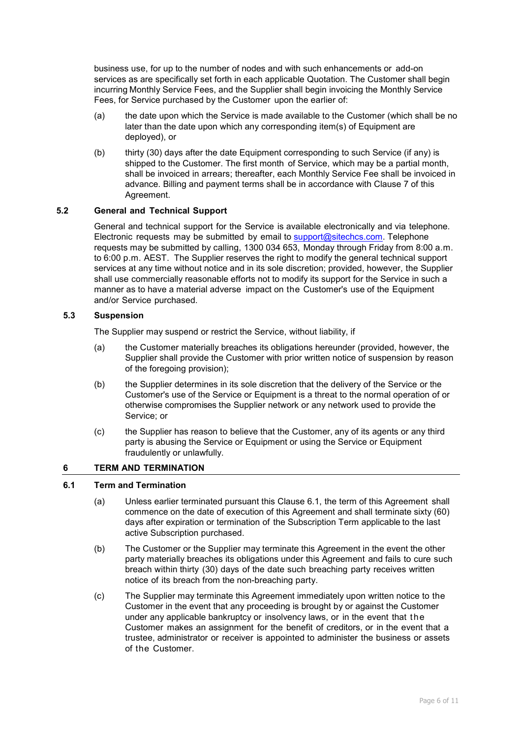business use, for up to the number of nodes and with such enhancements or add-on services as are specifically set forth in each applicable Quotation. The Customer shall begin incurring Monthly Service Fees, and the Supplier shall begin invoicing the Monthly Service Fees, for Service purchased by the Customer upon the earlier of:

(a) the date upon which the Service is made available to the Customer (which shall be no later than the date upon which any corresponding item(s) of Equipment are deployed), or

(b) thirty (30) days after the date Equipment corresponding to such Service (if any) is shipped to the Customer. The first month of Service, which may be a partial month, shall be invoiced in arrears; thereafter, each Monthly Service Fee shall be invoiced in advance. Billing and payment terms shall be in accordance with Clause 7 of this Agreement.

### 5.2 General and Technical Support

General and technical support for the Service is available electronically and via telephone. Electronic requests may be submitted by email to support@sitechcs.com. Telephone requests may be submitted by calling, 1300 034 653, Monday through Friday from 8:00 a.m. to 6:00 p.m. AEST. The Supplier reserves the right to modify the general technical support services at any time without notice and in its sole discretion; provided, however, the Supplier shall use commercially reasonable efforts not to modify its support for the Service in such a manner as to have a material adverse impact on the Customer's use of the Equipment and/or Service purchased.

### 5.3 Suspension

The Supplier may suspend or restrict the Service, without liability, if

(a) the Customer materially breaches its obligations hereunder (provided, however, the Supplier shall provide the Customer with prior written notice of suspension by reason of the foregoing provision);

(b) the Supplier determines in its sole discretion that the delivery of the Service or the Customer's use of the Service or Equipment is a threat to the normal operation of or otherwise compromises the Supplier network or any network used to provide the Service; or

(c) the Supplier has reason to believe that the Customer, any of its agents or any third party is abusing the Service or Equipment or using the Service or Equipment fraudulently or unlawfully.

## 6 TERM AND TERMINATION

### 6.1 Term and Termination

(a) Unless earlier terminated pursuant this Clause 6.1, the term of this Agreement shall commence on the date of execution of this Agreement and shall terminate sixty (60) days after expiration or termination of the Subscription Term applicable to the last active Subscription purchased.

(b) The Customer or the Supplier may terminate this Agreement in the event the other party materially breaches its obligations under this Agreement and fails to cure such breach within thirty (30) days of the date such breaching party receives written notice of its breach from the non-breaching party.

(c) The Supplier may terminate this Agreement immediately upon written notice to the Customer in the event that any proceeding is brought by or against the Customer under any applicable bankruptcy or insolvency laws, or in the event that the Customer makes an assignment for the benefit of creditors, or in the event that a trustee, administrator or receiver is appointed to administer the business or assets of the Customer.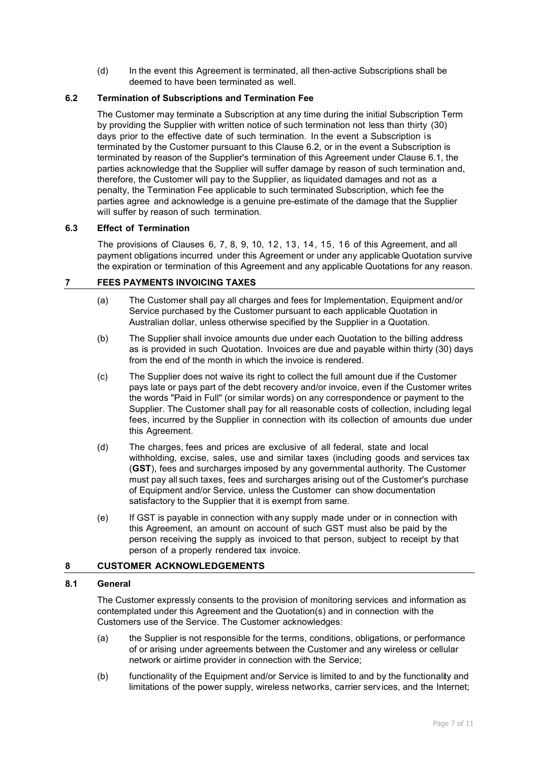(d) In the event this Agreement is terminated, all then-active Subscriptions shall be deemed to have been terminated as well.

### 6.2 Termination of Subscriptions and Termination Fee

The Customer may terminate a Subscription at any time during the initial Subscription Term by providing the Supplier with written notice of such termination not less than thirty (30) days prior to the effective date of such termination. In the event a Subscription is terminated by the Customer pursuant to this Clause 6.2, or in the event a Subscription is terminated by reason of the Supplier's termination of this Agreement under Clause 6.1, the parties acknowledge that the Supplier will suffer damage by reason of such termination and, therefore, the Customer will pay to the Supplier, as liquidated damages and not as a penalty, the Termination Fee applicable to such terminated Subscription, which fee the parties agree and acknowledge is a genuine pre-estimate of the damage that the Supplier will suffer by reason of such termination.

### 6.3 Effect of Termination

The provisions of Clauses 6, 7, 8, 9, 10, 12, 13, 14, 15, 16 of this Agreement, and all payment obligations incurred under this Agreement or under any applicable Quotation survive the expiration or termination of this Agreement and any applicable Quotations for any reason.

## 7 FEES PAYMENTS INVOICING TAXES

(a) The Customer shall pay all charges and fees for Implementation, Equipment and/or Service purchased by the Customer pursuant to each applicable Quotation in Australian dollar, unless otherwise specified by the Supplier in a Quotation.

(b) The Supplier shall invoice amounts due under each Quotation to the billing address as is provided in such Quotation. Invoices are due and payable within thirty (30) days from the end of the month in which the invoice is rendered.

(c) The Supplier does not waive its right to collect the full amount due if the Customer pays late or pays part of the debt recovery and/or invoice, even if the Customer writes the words "Paid in Full" (or similar words) on any correspondence or payment to the Supplier. The Customer shall pay for all reasonable costs of collection, including legal fees, incurred by the Supplier in connection with its collection of amounts due under this Agreement.

(d) The charges, fees and prices are exclusive of all federal, state and local withholding, excise, sales, use and similar taxes (including goods and services tax (**GST**), fees and surcharges imposed by any governmental authority. The Customer must pay all such taxes, fees and surcharges arising out of the Customer's purchase of Equipment and/or Service, unless the Customer can show documentation satisfactory to the Supplier that it is exempt from same.

(e) If GST is payable in connection with any supply made under or in connection with this Agreement, an amount on account of such GST must also be paid by the person receiving the supply as invoiced to that person, subject to receipt by that person of a properly rendered tax invoice.

## 8 CUSTOMER ACKNOWLEDGEMENTS

### 8.1 General

The Customer expressly consents to the provision of monitoring services and information as contemplated under this Agreement and the Quotation(s) and in connection with the Customers use of the Service. The Customer acknowledges:

(a) the Supplier is not responsible for the terms, conditions, obligations, or performance of or arising under agreements between the Customer and any wireless or cellular network or airtime provider in connection with the Service;

(b) functionality of the Equipment and/or Service is limited to and by the functionality and limitations of the power supply, wireless networks, carrier services, and the Internet;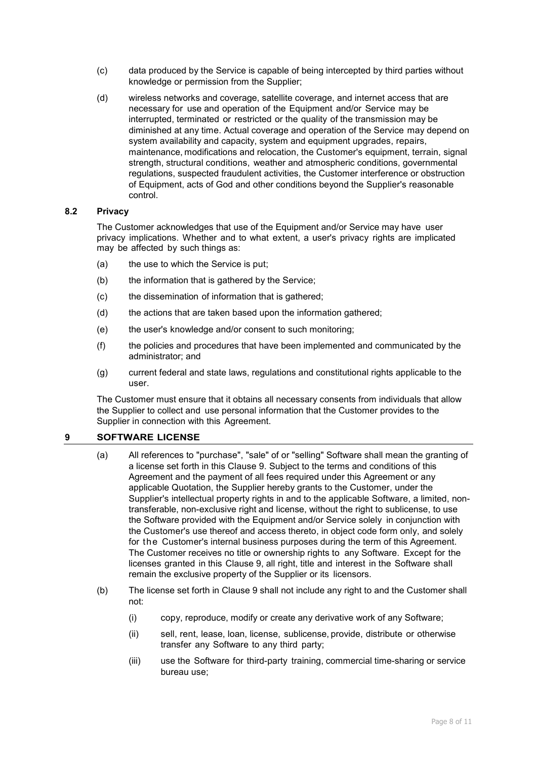(c) data produced by the Service is capable of being intercepted by third parties without knowledge or permission from the Supplier;

(d) wireless networks and coverage, satellite coverage, and internet access that are necessary for use and operation of the Equipment and/or Service may be interrupted, terminated or restricted or the quality of the transmission may be diminished at any time. Actual coverage and operation of the Service may depend on system availability and capacity, system and equipment upgrades, repairs, maintenance, modifications and relocation, the Customer's equipment, terrain, signal strength, structural conditions, weather and atmospheric conditions, governmental regulations, suspected fraudulent activities, the Customer interference or obstruction of Equipment, acts of God and other conditions beyond the Supplier's reasonable control.

### 8.2 Privacy

The Customer acknowledges that use of the Equipment and/or Service may have user privacy implications. Whether and to what extent, a user's privacy rights are implicated may be affected by such things as:

(a) the use to which the Service is put;

(b) the information that is gathered by the Service;

(c) the dissemination of information that is gathered;

(d) the actions that are taken based upon the information gathered;

(e) the user's knowledge and/or consent to such monitoring;

(f) the policies and procedures that have been implemented and communicated by the administrator; and

(g) current federal and state laws, regulations and constitutional rights applicable to the user.

The Customer must ensure that it obtains all necessary consents from individuals that allow the Supplier to collect and use personal information that the Customer provides to the Supplier in connection with this Agreement.

## 9 SOFTWARE LICENSE

(a) All references to "purchase", "sale" of or "selling" Software shall mean the granting of a license set forth in this Clause 9. Subject to the terms and conditions of this Agreement and the payment of all fees required under this Agreement or any applicable Quotation, the Supplier hereby grants to the Customer, under the Supplier's intellectual property rights in and to the applicable Software, a limited, non-transferable, non-exclusive right and license, without the right to sublicense, to use the Software provided with the Equipment and/or Service solely in conjunction with the Customer's use thereof and access thereto, in object code form only, and solely for the Customer's internal business purposes during the term of this Agreement. The Customer receives no title or ownership rights to any Software. Except for the licenses granted in this Clause 9, all right, title and interest in the Software shall remain the exclusive property of the Supplier or its licensors.

(b) The license set forth in Clause 9 shall not include any right to and the Customer shall not:

  (i) copy, reproduce, modify or create any derivative work of any Software;

  (ii) sell, rent, lease, loan, license, sublicense, provide, distribute or otherwise transfer any Software to any third party;

  (iii) use the Software for third-party training, commercial time-sharing or service bureau use;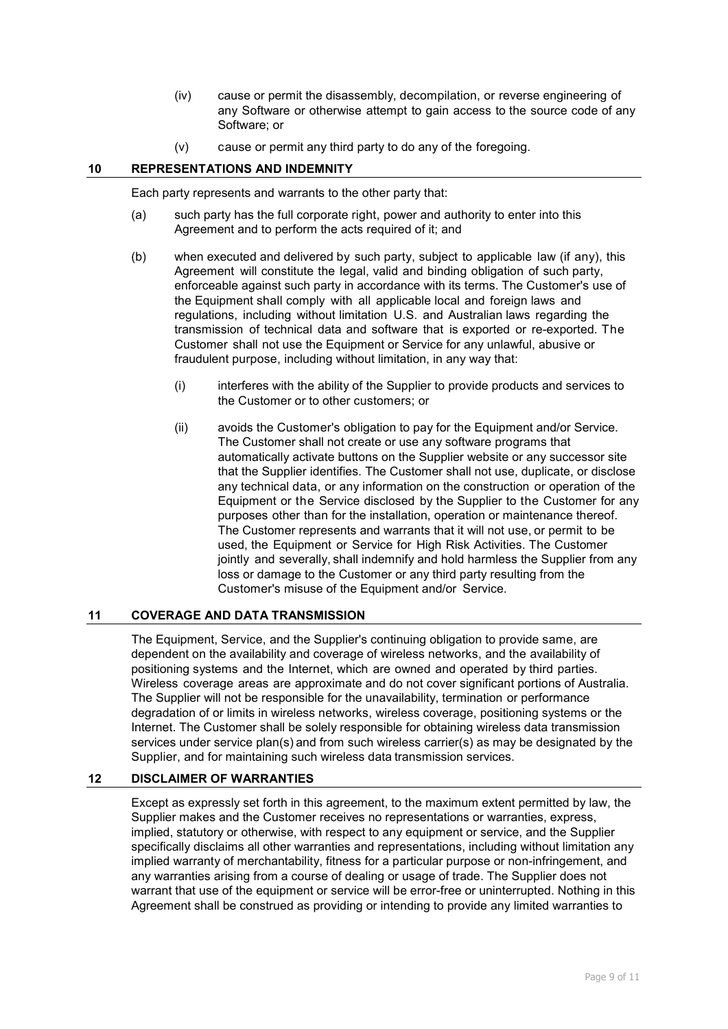(iv) cause or permit the disassembly, decompilation, or reverse engineering of any Software or otherwise attempt to gain access to the source code of any Software; or

(v) cause or permit any third party to do any of the foregoing.

## 10 REPRESENTATIONS AND INDEMNITY

Each party represents and warrants to the other party that:

(a) such party has the full corporate right, power and authority to enter into this Agreement and to perform the acts required of it; and

(b) when executed and delivered by such party, subject to applicable law (if any), this Agreement will constitute the legal, valid and binding obligation of such party, enforceable against such party in accordance with its terms. The Customer's use of the Equipment shall comply with all applicable local and foreign laws and regulations, including without limitation U.S. and Australian laws regarding the transmission of technical data and software that is exported or re-exported. The Customer shall not use the Equipment or Service for any unlawful, abusive or fraudulent purpose, including without limitation, in any way that:

(i) interferes with the ability of the Supplier to provide products and services to the Customer or to other customers; or

(ii) avoids the Customer's obligation to pay for the Equipment and/or Service. The Customer shall not create or use any software programs that automatically activate buttons on the Supplier website or any successor site that the Supplier identifies. The Customer shall not use, duplicate, or disclose any technical data, or any information on the construction or operation of the Equipment or the Service disclosed by the Supplier to the Customer for any purposes other than for the installation, operation or maintenance thereof. The Customer represents and warrants that it will not use, or permit to be used, the Equipment or Service for High Risk Activities. The Customer jointly and severally, shall indemnify and hold harmless the Supplier from any loss or damage to the Customer or any third party resulting from the Customer's misuse of the Equipment and/or Service.

## 11 COVERAGE AND DATA TRANSMISSION

The Equipment, Service, and the Supplier's continuing obligation to provide same, are dependent on the availability and coverage of wireless networks, and the availability of positioning systems and the Internet, which are owned and operated by third parties. Wireless coverage areas are approximate and do not cover significant portions of Australia. The Supplier will not be responsible for the unavailability, termination or performance degradation of or limits in wireless networks, wireless coverage, positioning systems or the Internet. The Customer shall be solely responsible for obtaining wireless data transmission services under service plan(s) and from such wireless carrier(s) as may be designated by the Supplier, and for maintaining such wireless data transmission services.

## 12 DISCLAIMER OF WARRANTIES

Except as expressly set forth in this agreement, to the maximum extent permitted by law, the Supplier makes and the Customer receives no representations or warranties, express, implied, statutory or otherwise, with respect to any equipment or service, and the Supplier specifically disclaims all other warranties and representations, including without limitation any implied warranty of merchantability, fitness for a particular purpose or non-infringement, and any warranties arising from a course of dealing or usage of trade. The Supplier does not warrant that use of the equipment or service will be error-free or uninterrupted. Nothing in this Agreement shall be construed as providing or intending to provide any limited warranties to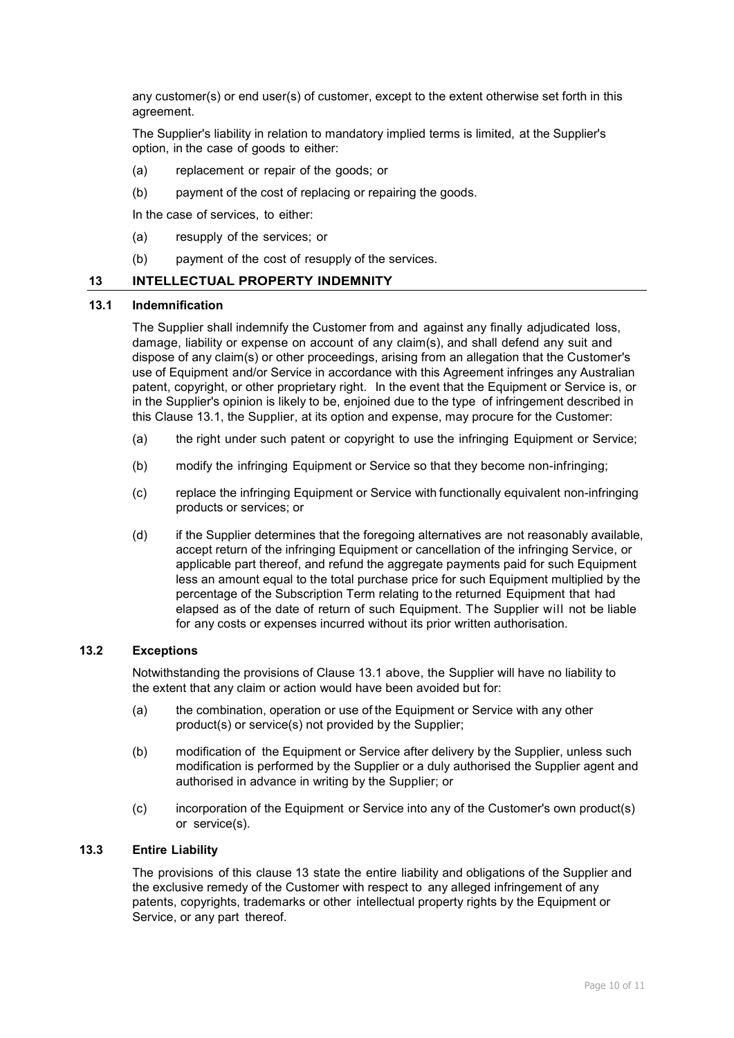any customer(s) or end user(s) of customer, except to the extent otherwise set forth in this agreement.

The Supplier's liability in relation to mandatory implied terms is limited, at the Supplier's option, in the case of goods to either:

(a) replacement or repair of the goods; or

(b) payment of the cost of replacing or repairing the goods.

In the case of services, to either:

(a) resupply of the services; or

(b) payment of the cost of resupply of the services.

## 13 INTELLECTUAL PROPERTY INDEMNITY

### 13.1 Indemnification

The Supplier shall indemnify the Customer from and against any finally adjudicated loss, damage, liability or expense on account of any claim(s), and shall defend any suit and dispose of any claim(s) or other proceedings, arising from an allegation that the Customer's use of Equipment and/or Service in accordance with this Agreement infringes any Australian patent, copyright, or other proprietary right. In the event that the Equipment or Service is, or in the Supplier's opinion is likely to be, enjoined due to the type of infringement described in this Clause 13.1, the Supplier, at its option and expense, may procure for the Customer:

(a) the right under such patent or copyright to use the infringing Equipment or Service;

(b) modify the infringing Equipment or Service so that they become non-infringing;

(c) replace the infringing Equipment or Service with functionally equivalent non-infringing products or services; or

(d) if the Supplier determines that the foregoing alternatives are not reasonably available, accept return of the infringing Equipment or cancellation of the infringing Service, or applicable part thereof, and refund the aggregate payments paid for such Equipment less an amount equal to the total purchase price for such Equipment multiplied by the percentage of the Subscription Term relating to the returned Equipment that had elapsed as of the date of return of such Equipment. The Supplier will not be liable for any costs or expenses incurred without its prior written authorisation.

### 13.2 Exceptions

Notwithstanding the provisions of Clause 13.1 above, the Supplier will have no liability to the extent that any claim or action would have been avoided but for:

(a) the combination, operation or use of the Equipment or Service with any other product(s) or service(s) not provided by the Supplier;

(b) modification of the Equipment or Service after delivery by the Supplier, unless such modification is performed by the Supplier or a duly authorised the Supplier agent and authorised in advance in writing by the Supplier; or

(c) incorporation of the Equipment or Service into any of the Customer's own product(s) or service(s).

### 13.3 Entire Liability

The provisions of this clause 13 state the entire liability and obligations of the Supplier and the exclusive remedy of the Customer with respect to any alleged infringement of any patents, copyrights, trademarks or other intellectual property rights by the Equipment or Service, or any part thereof.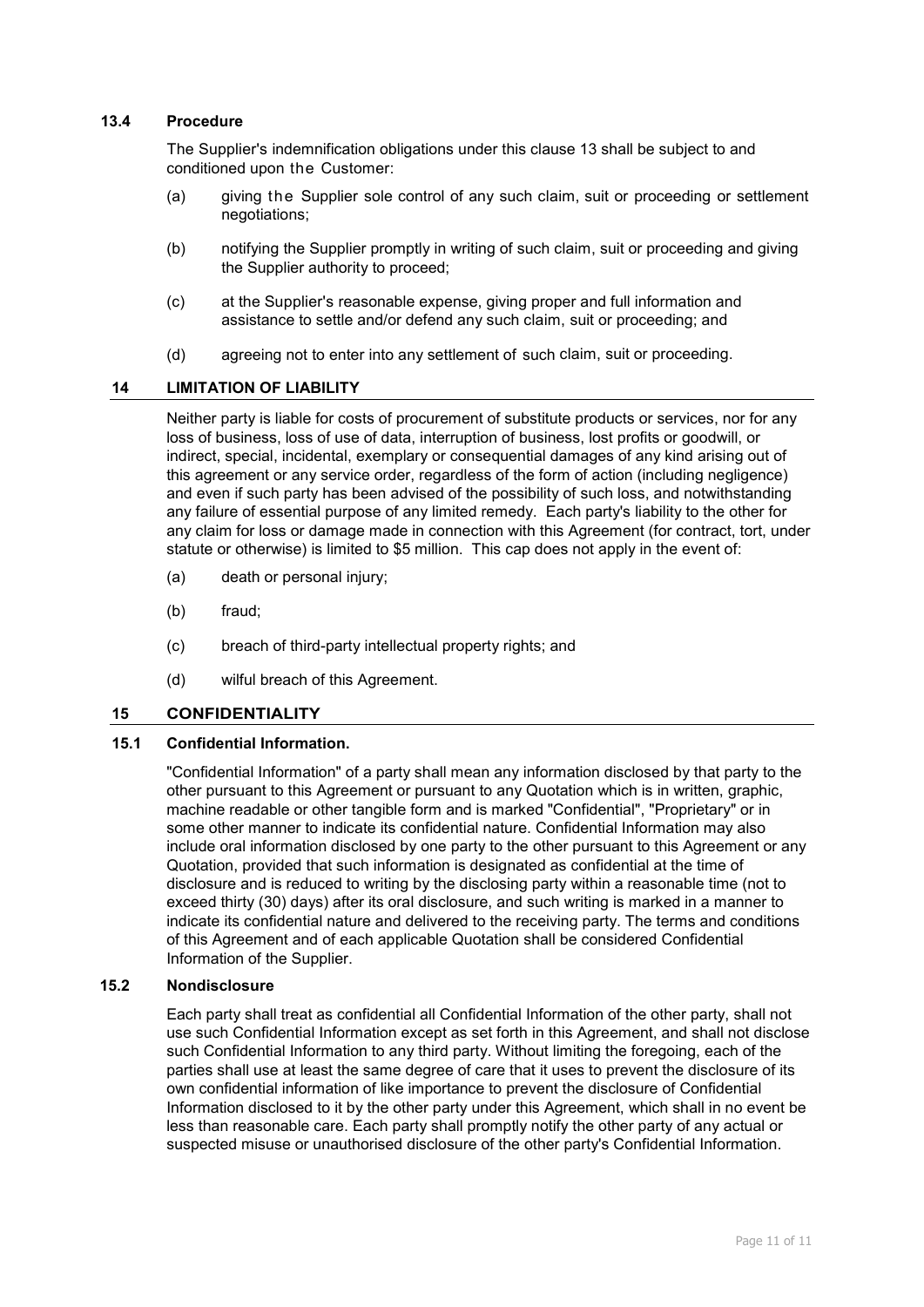### 13.4 Procedure

The Supplier's indemnification obligations under this clause 13 shall be subject to and conditioned upon the Customer:

(a) giving the Supplier sole control of any such claim, suit or proceeding or settlement negotiations;

(b) notifying the Supplier promptly in writing of such claim, suit or proceeding and giving the Supplier authority to proceed;

(c) at the Supplier's reasonable expense, giving proper and full information and assistance to settle and/or defend any such claim, suit or proceeding; and

(d) agreeing not to enter into any settlement of such claim, suit or proceeding.

## 14 LIMITATION OF LIABILITY

Neither party is liable for costs of procurement of substitute products or services, nor for any loss of business, loss of use of data, interruption of business, lost profits or goodwill, or indirect, special, incidental, exemplary or consequential damages of any kind arising out of this agreement or any service order, regardless of the form of action (including negligence) and even if such party has been advised of the possibility of such loss, and notwithstanding any failure of essential purpose of any limited remedy. Each party's liability to the other for any claim for loss or damage made in connection with this Agreement (for contract, tort, under statute or otherwise) is limited to $5 million. This cap does not apply in the event of:

(a) death or personal injury;

(b) fraud;

(c) breach of third-party intellectual property rights; and

(d) wilful breach of this Agreement.

## 15 CONFIDENTIALITY

### 15.1 Confidential Information.

"Confidential Information" of a party shall mean any information disclosed by that party to the other pursuant to this Agreement or pursuant to any Quotation which is in written, graphic, machine readable or other tangible form and is marked "Confidential", "Proprietary" or in some other manner to indicate its confidential nature. Confidential Information may also include oral information disclosed by one party to the other pursuant to this Agreement or any Quotation, provided that such information is designated as confidential at the time of disclosure and is reduced to writing by the disclosing party within a reasonable time (not to exceed thirty (30) days) after its oral disclosure, and such writing is marked in a manner to indicate its confidential nature and delivered to the receiving party. The terms and conditions of this Agreement and of each applicable Quotation shall be considered Confidential Information of the Supplier.

### 15.2 Nondisclosure

Each party shall treat as confidential all Confidential Information of the other party, shall not use such Confidential Information except as set forth in this Agreement, and shall not disclose such Confidential Information to any third party. Without limiting the foregoing, each of the parties shall use at least the same degree of care that it uses to prevent the disclosure of its own confidential information of like importance to prevent the disclosure of Confidential Information disclosed to it by the other party under this Agreement, which shall in no event be less than reasonable care. Each party shall promptly notify the other party of any actual or suspected misuse or unauthorised disclosure of the other party's Confidential Information.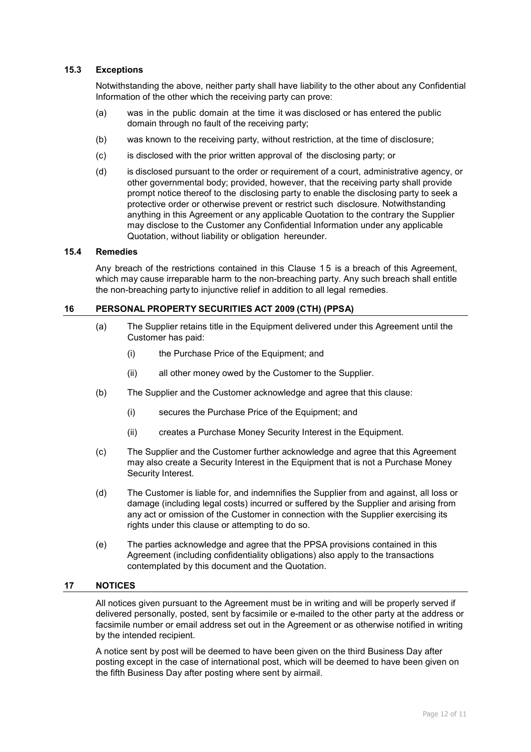### 15.3 Exceptions

Notwithstanding the above, neither party shall have liability to the other about any Confidential Information of the other which the receiving party can prove:

(a) was in the public domain at the time it was disclosed or has entered the public domain through no fault of the receiving party;

(b) was known to the receiving party, without restriction, at the time of disclosure;

(c) is disclosed with the prior written approval of the disclosing party; or

(d) is disclosed pursuant to the order or requirement of a court, administrative agency, or other governmental body; provided, however, that the receiving party shall provide prompt notice thereof to the disclosing party to enable the disclosing party to seek a protective order or otherwise prevent or restrict such disclosure. Notwithstanding anything in this Agreement or any applicable Quotation to the contrary the Supplier may disclose to the Customer any Confidential Information under any applicable Quotation, without liability or obligation hereunder.

### 15.4 Remedies

Any breach of the restrictions contained in this Clause 15 is a breach of this Agreement, which may cause irreparable harm to the non-breaching party. Any such breach shall entitle the non-breaching party to injunctive relief in addition to all legal remedies.

## 16 PERSONAL PROPERTY SECURITIES ACT 2009 (CTH) (PPSA)

(a) The Supplier retains title in the Equipment delivered under this Agreement until the Customer has paid:

(i) the Purchase Price of the Equipment; and

(ii) all other money owed by the Customer to the Supplier.

(b) The Supplier and the Customer acknowledge and agree that this clause:

(i) secures the Purchase Price of the Equipment; and

(ii) creates a Purchase Money Security Interest in the Equipment.

(c) The Supplier and the Customer further acknowledge and agree that this Agreement may also create a Security Interest in the Equipment that is not a Purchase Money Security Interest.

(d) The Customer is liable for, and indemnifies the Supplier from and against, all loss or damage (including legal costs) incurred or suffered by the Supplier and arising from any act or omission of the Customer in connection with the Supplier exercising its rights under this clause or attempting to do so.

(e) The parties acknowledge and agree that the PPSA provisions contained in this Agreement (including confidentiality obligations) also apply to the transactions contemplated by this document and the Quotation.

## 17 NOTICES

All notices given pursuant to the Agreement must be in writing and will be properly served if delivered personally, posted, sent by facsimile or e-mailed to the other party at the address or facsimile number or email address set out in the Agreement or as otherwise notified in writing by the intended recipient.

A notice sent by post will be deemed to have been given on the third Business Day after posting except in the case of international post, which will be deemed to have been given on the fifth Business Day after posting where sent by airmail.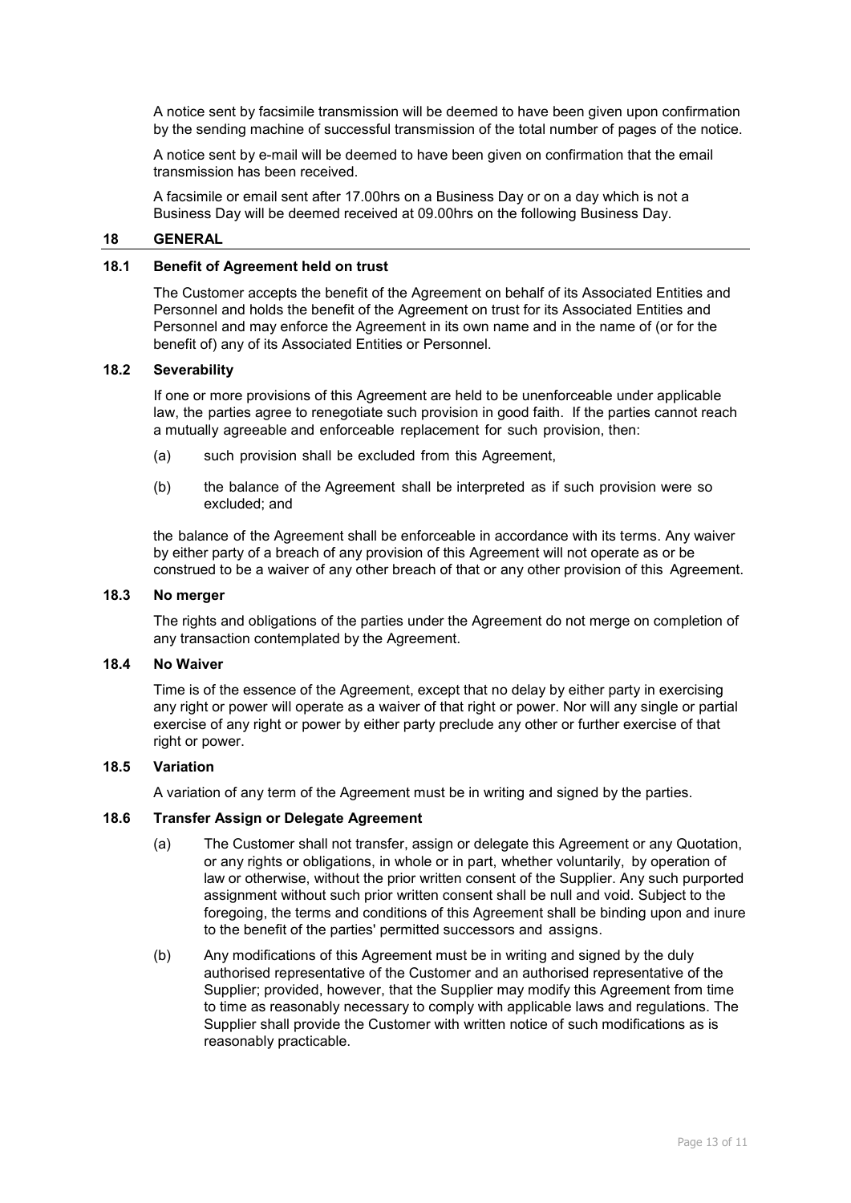A notice sent by facsimile transmission will be deemed to have been given upon confirmation by the sending machine of successful transmission of the total number of pages of the notice.

A notice sent by e-mail will be deemed to have been given on confirmation that the email transmission has been received.

A facsimile or email sent after 17.00hrs on a Business Day or on a day which is not a Business Day will be deemed received at 09.00hrs on the following Business Day.

## 18 GENERAL

### 18.1 Benefit of Agreement held on trust

The Customer accepts the benefit of the Agreement on behalf of its Associated Entities and Personnel and holds the benefit of the Agreement on trust for its Associated Entities and Personnel and may enforce the Agreement in its own name and in the name of (or for the benefit of) any of its Associated Entities or Personnel.

### 18.2 Severability

If one or more provisions of this Agreement are held to be unenforceable under applicable law, the parties agree to renegotiate such provision in good faith. If the parties cannot reach a mutually agreeable and enforceable replacement for such provision, then:

(a) such provision shall be excluded from this Agreement,

(b) the balance of the Agreement shall be interpreted as if such provision were so excluded; and

the balance of the Agreement shall be enforceable in accordance with its terms. Any waiver by either party of a breach of any provision of this Agreement will not operate as or be construed to be a waiver of any other breach of that or any other provision of this Agreement.

### 18.3 No merger

The rights and obligations of the parties under the Agreement do not merge on completion of any transaction contemplated by the Agreement.

### 18.4 No Waiver

Time is of the essence of the Agreement, except that no delay by either party in exercising any right or power will operate as a waiver of that right or power. Nor will any single or partial exercise of any right or power by either party preclude any other or further exercise of that right or power.

### 18.5 Variation

A variation of any term of the Agreement must be in writing and signed by the parties.

### 18.6 Transfer Assign or Delegate Agreement

(a) The Customer shall not transfer, assign or delegate this Agreement or any Quotation, or any rights or obligations, in whole or in part, whether voluntarily, by operation of law or otherwise, without the prior written consent of the Supplier. Any such purported assignment without such prior written consent shall be null and void. Subject to the foregoing, the terms and conditions of this Agreement shall be binding upon and inure to the benefit of the parties' permitted successors and assigns.

(b) Any modifications of this Agreement must be in writing and signed by the duly authorised representative of the Customer and an authorised representative of the Supplier; provided, however, that the Supplier may modify this Agreement from time to time as reasonably necessary to comply with applicable laws and regulations. The Supplier shall provide the Customer with written notice of such modifications as is reasonably practicable.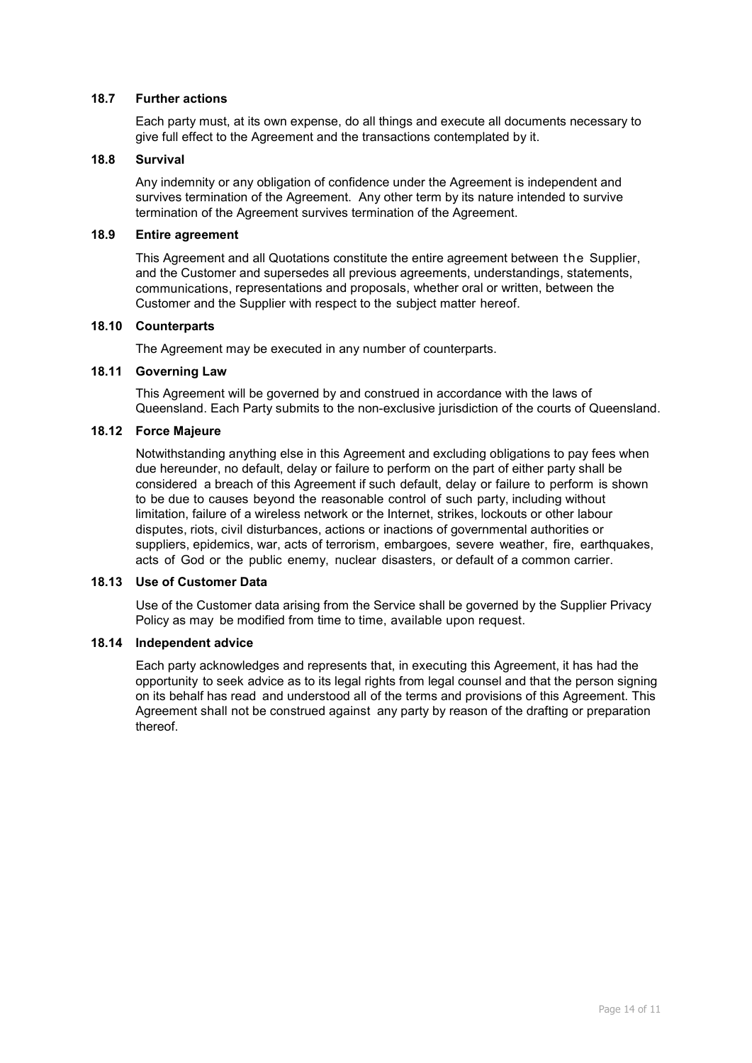### 18.7 Further actions

Each party must, at its own expense, do all things and execute all documents necessary to give full effect to the Agreement and the transactions contemplated by it.

### 18.8 Survival

Any indemnity or any obligation of confidence under the Agreement is independent and survives termination of the Agreement. Any other term by its nature intended to survive termination of the Agreement survives termination of the Agreement.

### 18.9 Entire agreement

This Agreement and all Quotations constitute the entire agreement between the Supplier, and the Customer and supersedes all previous agreements, understandings, statements, communications, representations and proposals, whether oral or written, between the Customer and the Supplier with respect to the subject matter hereof.

### 18.10 Counterparts

The Agreement may be executed in any number of counterparts.

### 18.11 Governing Law

This Agreement will be governed by and construed in accordance with the laws of Queensland. Each Party submits to the non-exclusive jurisdiction of the courts of Queensland.

### 18.12 Force Majeure

Notwithstanding anything else in this Agreement and excluding obligations to pay fees when due hereunder, no default, delay or failure to perform on the part of either party shall be considered a breach of this Agreement if such default, delay or failure to perform is shown to be due to causes beyond the reasonable control of such party, including without limitation, failure of a wireless network or the Internet, strikes, lockouts or other labour disputes, riots, civil disturbances, actions or inactions of governmental authorities or suppliers, epidemics, war, acts of terrorism, embargoes, severe weather, fire, earthquakes, acts of God or the public enemy, nuclear disasters, or default of a common carrier.

### 18.13 Use of Customer Data

Use of the Customer data arising from the Service shall be governed by the Supplier Privacy Policy as may be modified from time to time, available upon request.

### 18.14 Independent advice

Each party acknowledges and represents that, in executing this Agreement, it has had the opportunity to seek advice as to its legal rights from legal counsel and that the person signing on its behalf has read and understood all of the terms and provisions of this Agreement. This Agreement shall not be construed against any party by reason of the drafting or preparation thereof.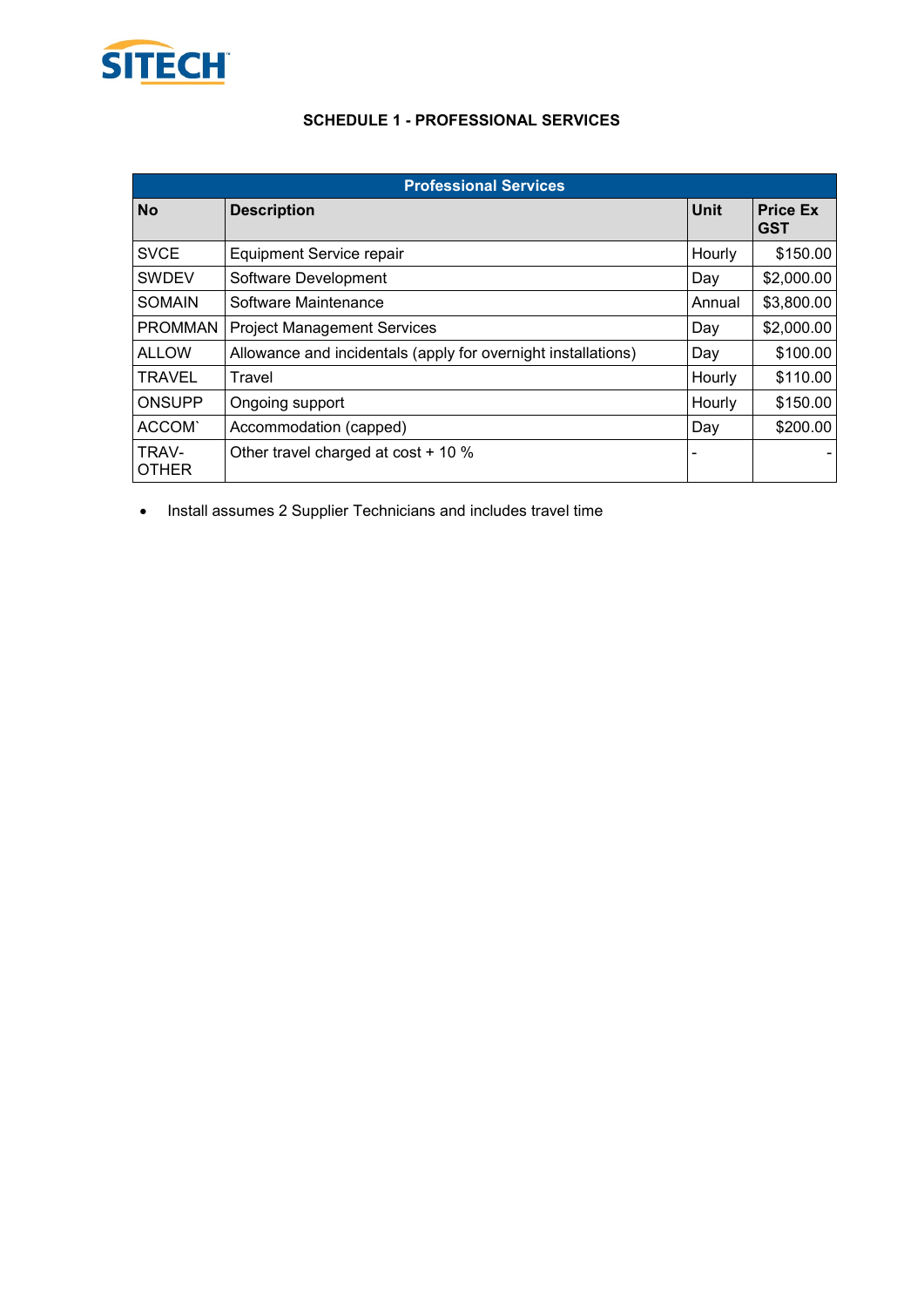SITECH

## SCHEDULE 1 - PROFESSIONAL SERVICES

| Professional Services | | | |
|---|---|---|---|
| **No** | **Description** | **Unit** | **Price Ex GST** |
| SVCE | Equipment Service repair | Hourly | $150.00 |
| SWDEV | Software Development | Day | $2,000.00 |
| SOMAIN | Software Maintenance | Annual | $3,800.00 |
| PROMMAN | Project Management Services | Day | $2,000.00 |
| ALLOW | Allowance and incidentals (apply for overnight installations) | Day | $100.00 |
| TRAVEL | Travel | Hourly | $110.00 |
| ONSUPP | Ongoing support | Hourly | $150.00 |
| ACCOM` | Accommodation (capped) | Day | $200.00 |
| TRAV-OTHER | Other travel charged at cost + 10 % | - | - |

- Install assumes 2 Supplier Technicians and includes travel time